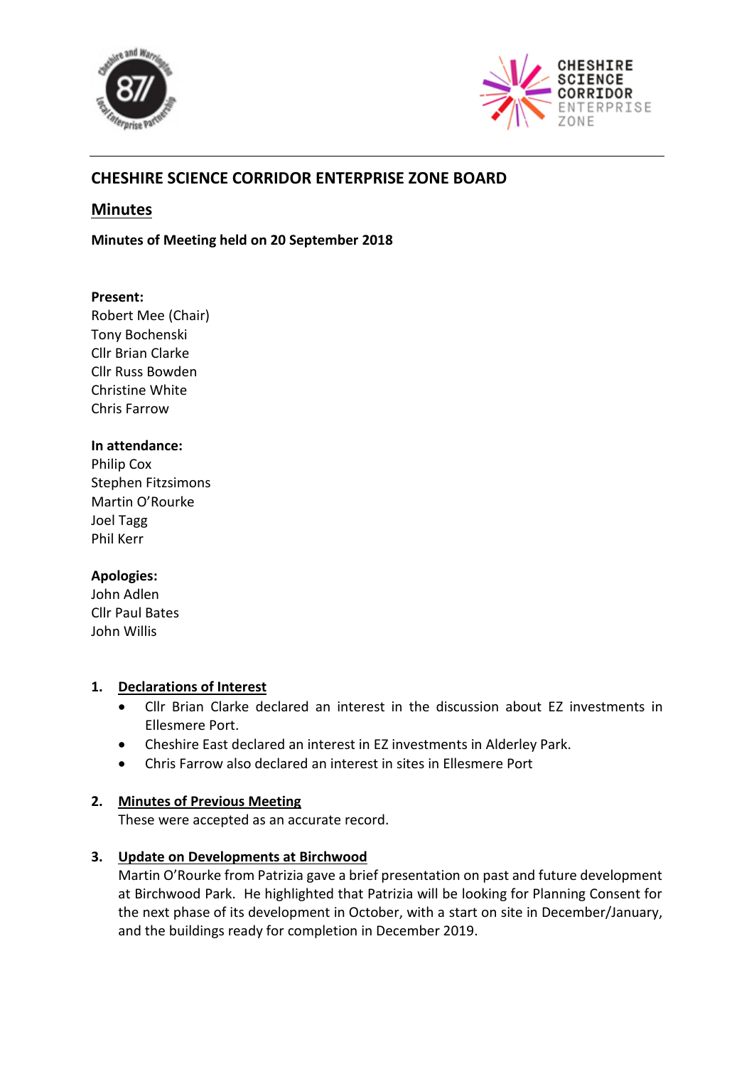# CHESHIRE SCIENCE CORRIDOR ENTERPRISE ZONE BOARD

## Minutes

**Minutes of Meeting held on 20 September 2018**

**Present:**
Robert Mee (Chair)
Tony Bochenski
Cllr Brian Clarke
Cllr Russ Bowden
Christine White
Chris Farrow

**In attendance:**
Philip Cox
Stephen Fitzsimons
Martin O'Rourke
Joel Tagg
Phil Kerr

**Apologies:**
John Adlen
Cllr Paul Bates
John Willis

### 1. Declarations of Interest

- Cllr Brian Clarke declared an interest in the discussion about EZ investments in Ellesmere Port.
- Cheshire East declared an interest in EZ investments in Alderley Park.
- Chris Farrow also declared an interest in sites in Ellesmere Port

### 2. Minutes of Previous Meeting

These were accepted as an accurate record.

### 3. Update on Developments at Birchwood

Martin O'Rourke from Patrizia gave a brief presentation on past and future development at Birchwood Park. He highlighted that Patrizia will be looking for Planning Consent for the next phase of its development in October, with a start on site in December/January, and the buildings ready for completion in December 2019.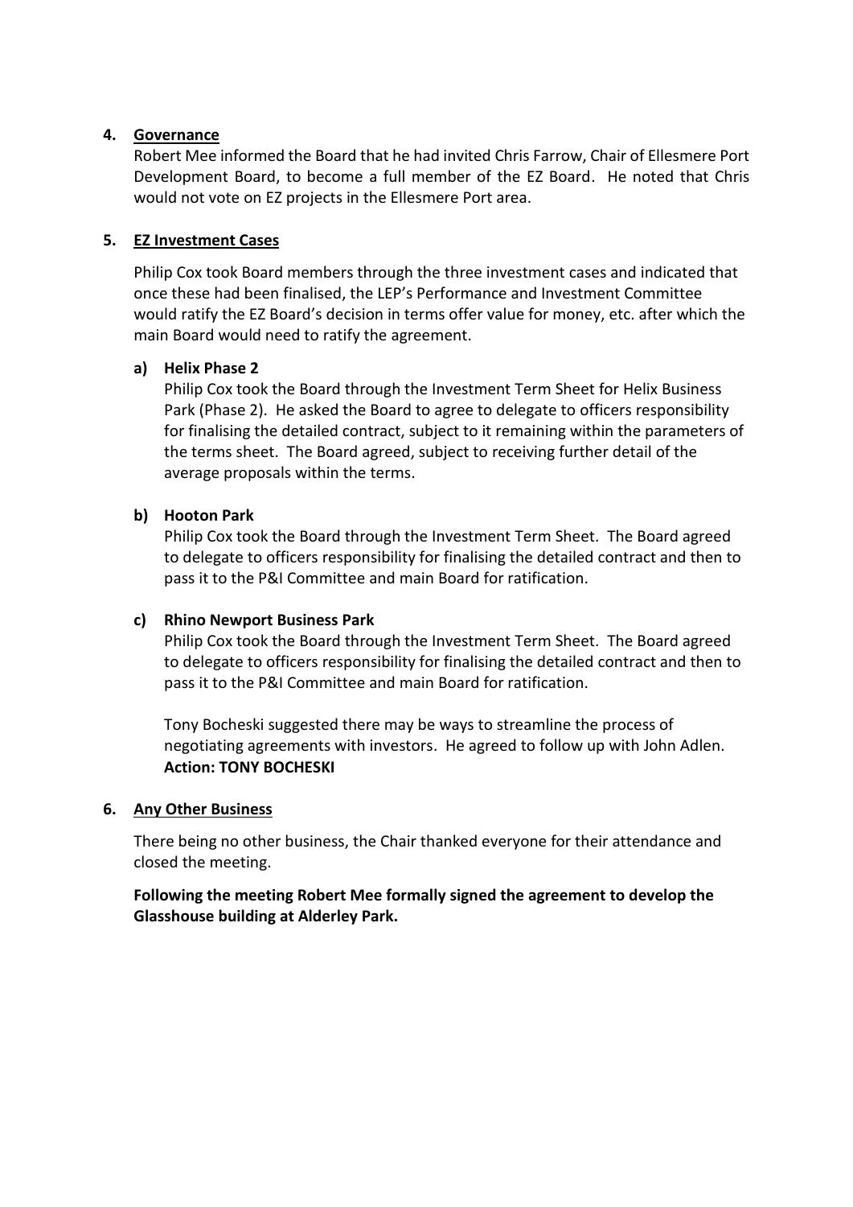4. **Governance**

Robert Mee informed the Board that he had invited Chris Farrow, Chair of Ellesmere Port Development Board, to become a full member of the EZ Board. He noted that Chris would not vote on EZ projects in the Ellesmere Port area.

5. **EZ Investment Cases**

Philip Cox took Board members through the three investment cases and indicated that once these had been finalised, the LEP's Performance and Investment Committee would ratify the EZ Board's decision in terms offer value for money, etc. after which the main Board would need to ratify the agreement.

**a) Helix Phase 2**

Philip Cox took the Board through the Investment Term Sheet for Helix Business Park (Phase 2). He asked the Board to agree to delegate to officers responsibility for finalising the detailed contract, subject to it remaining within the parameters of the terms sheet. The Board agreed, subject to receiving further detail of the average proposals within the terms.

**b) Hooton Park**

Philip Cox took the Board through the Investment Term Sheet. The Board agreed to delegate to officers responsibility for finalising the detailed contract and then to pass it to the P&I Committee and main Board for ratification.

**c) Rhino Newport Business Park**

Philip Cox took the Board through the Investment Term Sheet. The Board agreed to delegate to officers responsibility for finalising the detailed contract and then to pass it to the P&I Committee and main Board for ratification.

Tony Bocheski suggested there may be ways to streamline the process of negotiating agreements with investors. He agreed to follow up with John Adlen.
**Action: TONY BOCHESKI**

6. **Any Other Business**

There being no other business, the Chair thanked everyone for their attendance and closed the meeting.

**Following the meeting Robert Mee formally signed the agreement to develop the Glasshouse building at Alderley Park.**